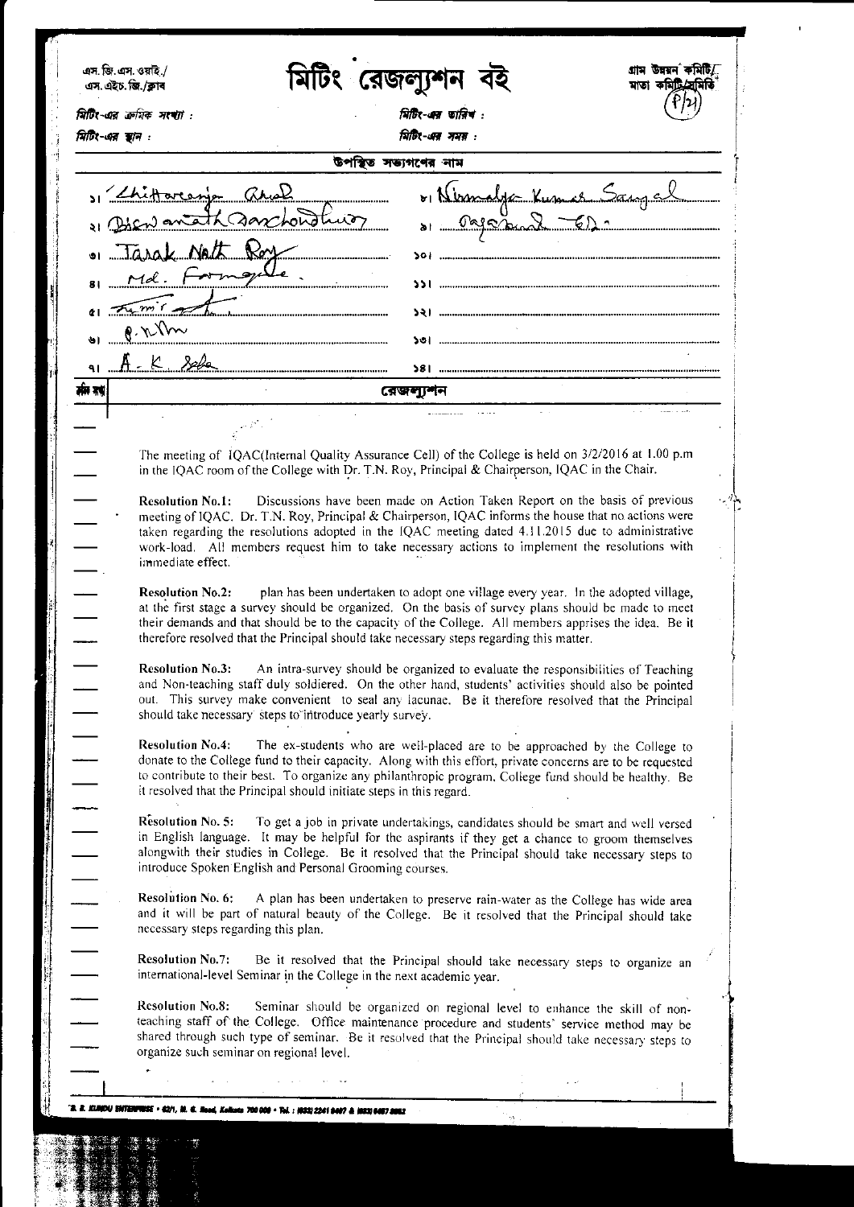এস.জি.এস.ওয়াই./
এস.এইচ.জি./ক্লাব

# মিটিং রেজল্যুশন বই

গ্রাম উন্নয়ন কমিটি/
মাতা কমিটি/সমিতি

মিটিং-এর ক্রমিক সংখ্যা :

মিটিং-এর তারিখ :

মিটিং-এর স্থান :

মিটিং-এর সময় :

## উপস্থিত সদস্যগণের নাম

১। Chittaranjan Ghosh
২। Biswanath Sarchowdhury
৩। Tarak Nath Roy
৪। Md. Farmgule
৫। Fa m r ——
৬। P. N Nm
৭। A. K. Saha
৮। Nirmalya Kumar Sanyal
৯। Rajarshi ED.
১০।
১১।
১২।
১৩।
১৪।

## রেজল্যুশন

The meeting of IQAC(Internal Quality Assurance Cell) of the College is held on 3/2/2016 at 1.00 p.m in the IQAC room of the College with Dr. T.N. Roy, Principal & Chairperson, IQAC in the Chair.

**Resolution No.1:** Discussions have been made on Action Taken Report on the basis of previous meeting of IQAC. Dr. T.N. Roy, Principal & Chairperson, IQAC informs the house that no actions were taken regarding the resolutions adopted in the IQAC meeting dated 4.11.2015 due to administrative work-load. All members request him to take necessary actions to implement the resolutions with immediate effect.

**Resolution No.2:** plan has been undertaken to adopt one village every year. In the adopted village, at the first stage a survey should be organized. On the basis of survey plans should be made to meet their demands and that should be to the capacity of the College. All members apprises the idea. Be it therefore resolved that the Principal should take necessary steps regarding this matter.

**Resolution No.3:** An intra-survey should be organized to evaluate the responsibilities of Teaching and Non-teaching staff duly soldiered. On the other hand, students' activities should also be pointed out. This survey make convenient to seal any lacunae. Be it therefore resolved that the Principal should take necessary steps to introduce yearly survey.

**Resolution No.4:** The ex-students who are well-placed are to be approached by the College to donate to the College fund to their capacity. Along with this effort, private concerns are to be requested to contribute to their best. To organize any philanthropic program, College fund should be healthy. Be it resolved that the Principal should initiate steps in this regard.

**Resolution No. 5:** To get a job in private undertakings, candidates should be smart and well versed in English language. It may be helpful for the aspirants if they get a chance to groom themselves alongwith their studies in College. Be it resolved that the Principal should take necessary steps to introduce Spoken English and Personal Grooming courses.

**Resolution No. 6:** A plan has been undertaken to preserve rain-water as the College has wide area and it will be part of natural beauty of the College. Be it resolved that the Principal should take necessary steps regarding this plan.

**Resolution No.7:** Be it resolved that the Principal should take necessary steps to organize an international-level Seminar in the College in the next academic year.

**Resolution No.8:** Seminar should be organized on regional level to enhance the skill of non-teaching staff of the College. Office maintenance procedure and students' service method may be shared through such type of seminar. Be it resolved that the Principal should take necessary steps to organize such seminar on regional level.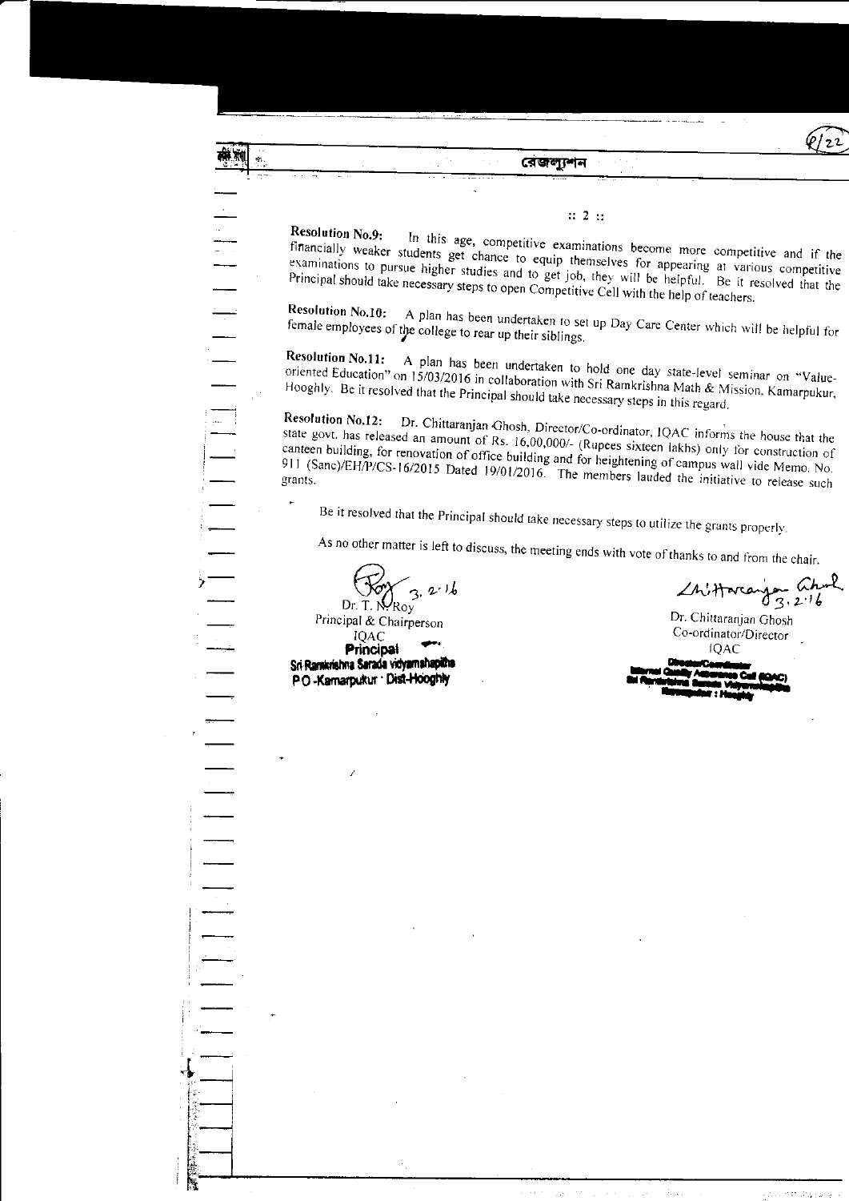রেজল্যুশন

:: 2 ::

**Resolution No.9:** In this age, competitive examinations become more competitive and if the financially weaker students get chance to equip themselves for appearing at various competitive examinations to pursue higher studies and to get job, they will be helpful. Be it resolved that the Principal should take necessary steps to open Competitive Cell with the help of teachers.

**Resolution No.10:** A plan has been undertaken to set up Day Care Center which will be helpful for female employees of the college to rear up their siblings.

**Resolution No.11:** A plan has been undertaken to hold one day state-level seminar on "Value-oriented Education" on 15/03/2016 in collaboration with Sri Ramkrishna Math & Mission, Kamarpukur, Hooghly. Be it resolved that the Principal should take necessary steps in this regard.

**Resolution No.12:** Dr. Chittaranjan Ghosh, Director/Co-ordinator, IQAC informs the house that the state govt. has released an amount of Rs. 16,00,000/- (Rupees sixteen lakhs) only for construction of canteen building, for renovation of office building and for heightening of campus wall vide Memo. No. 911 (Sanc)/EH/P/CS-16/2015 Dated 19/01/2016. The members lauded the initiative to release such grants.

Be it resolved that the Principal should take necessary steps to utilize the grants properly.

As no other matter is left to discuss, the meeting ends with vote of thanks to and from the chair.

Dr. T. N. Roy
Principal & Chairperson
IQAC
3.2.16

**Principal**
Sri Ramkrishna Sarada Vidyamahapitha
P.O.-Kamarpukur · Dist-Hooghly

Dr. Chittaranjan Ghosh
Co-ordinator/Director
IQAC
3.2.16

Director/Coordinator
Internal Quality Assurance Cell (IQAC)
Sri Ramkrishna Sarada Vidyamahapitha
Kamarpukur : Hooghly